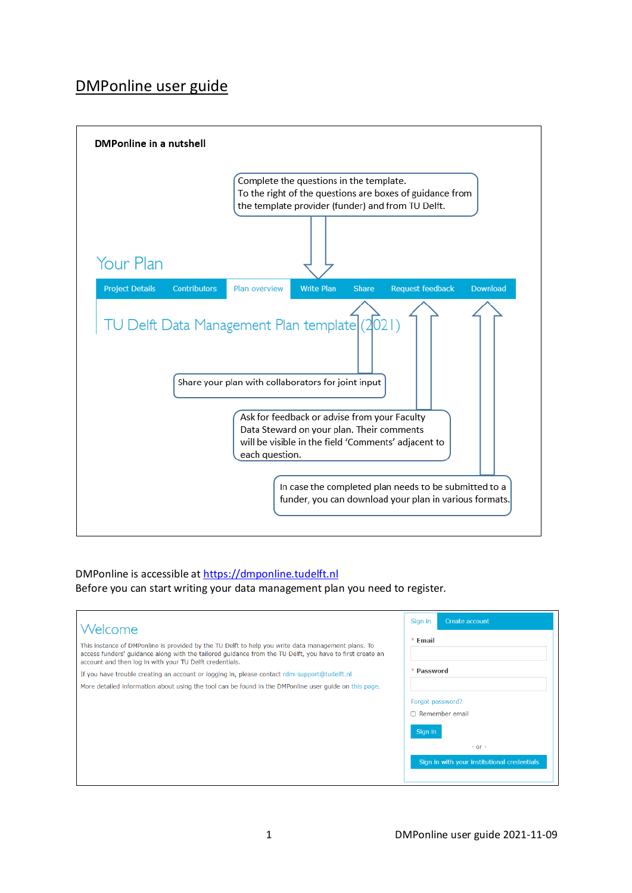# DMPonline user guide

**DMPonline in a nutshell**

Complete the questions in the template.
To the right of the questions are boxes of guidance from the template provider (funder) and from TU Delft.

Your Plan

Project Details | Contributors | Plan overview | Write Plan | Share | Request feedback | Download

TU Delft Data Management Plan template (2021)

Share your plan with collaborators for joint input

Ask for feedback or advise from your Faculty Data Steward on your plan. Their comments will be visible in the field 'Comments' adjacent to each question.

In case the completed plan needs to be submitted to a funder, you can download your plan in various formats.

DMPonline is accessible at https://dmponline.tudelft.nl
Before you can start writing your data management plan you need to register.

Welcome

This instance of DMPonline is provided by the TU Delft to help you write data management plans. To access funders' guidance along with the tailored guidance from the TU Delft, you have to first create an account and then log in with your TU Delft credentials.

If you have trouble creating an account or logging in, please contact rdm-support@tudelft.nl

More detailed information about using the tool can be found in the DMPonline user guide on this page.

Sign in | Create account

\* Email

\* Password

Forgot password?

Remember email

Sign in

\- or -

Sign in with your institutional credentials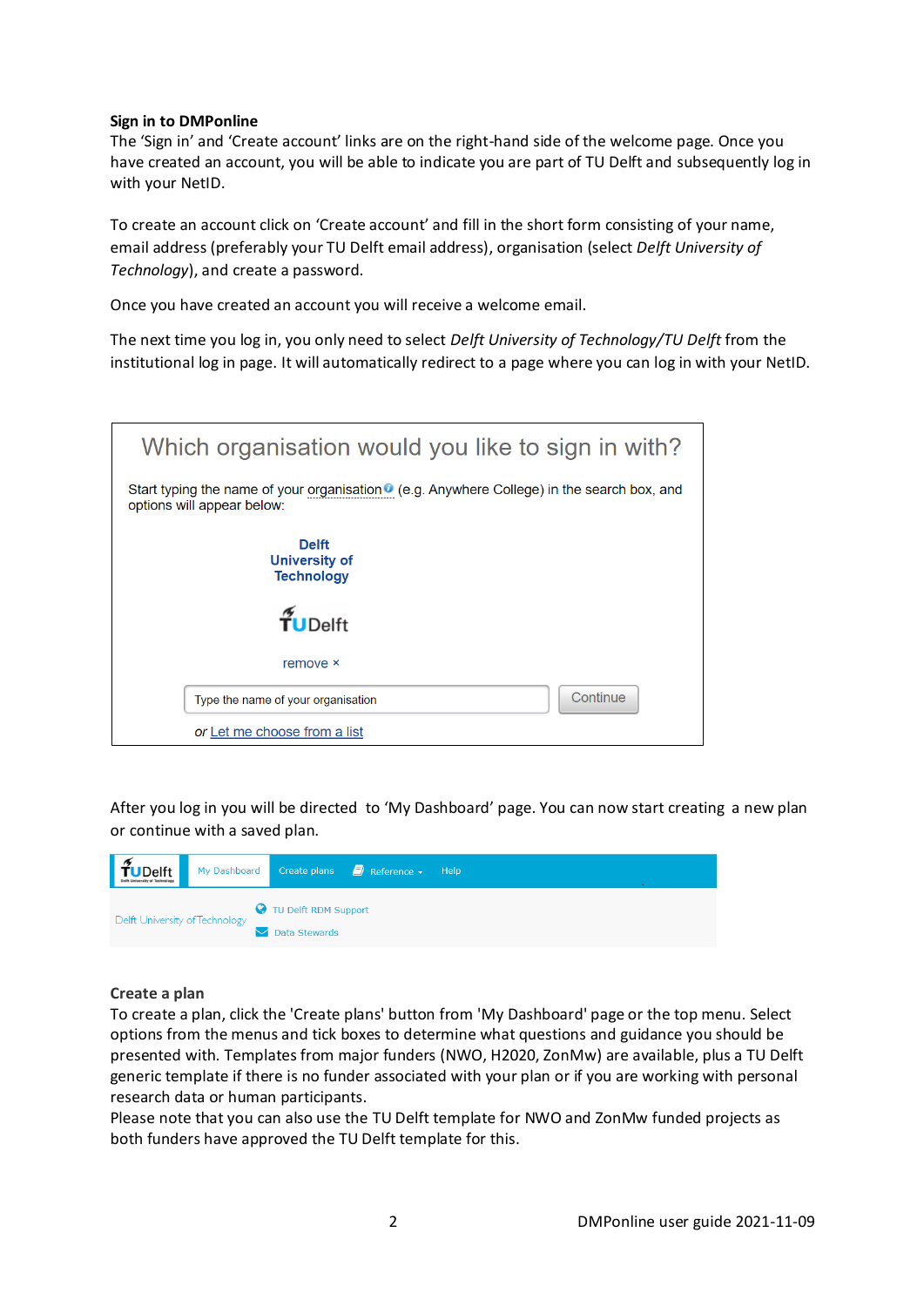**Sign in to DMPonline**

The 'Sign in' and 'Create account' links are on the right-hand side of the welcome page. Once you have created an account, you will be able to indicate you are part of TU Delft and subsequently log in with your NetID.

To create an account click on 'Create account' and fill in the short form consisting of your name, email address (preferably your TU Delft email address), organisation (select *Delft University of Technology*), and create a password.

Once you have created an account you will receive a welcome email.

The next time you log in, you only need to select *Delft University of Technology/TU Delft* from the institutional log in page. It will automatically redirect to a page where you can log in with your NetID.

After you log in you will be directed to 'My Dashboard' page. You can now start creating a new plan or continue with a saved plan.

**Create a plan**

To create a plan, click the 'Create plans' button from 'My Dashboard' page or the top menu. Select options from the menus and tick boxes to determine what questions and guidance you should be presented with. Templates from major funders (NWO, H2020, ZonMw) are available, plus a TU Delft generic template if there is no funder associated with your plan or if you are working with personal research data or human participants.

Please note that you can also use the TU Delft template for NWO and ZonMw funded projects as both funders have approved the TU Delft template for this.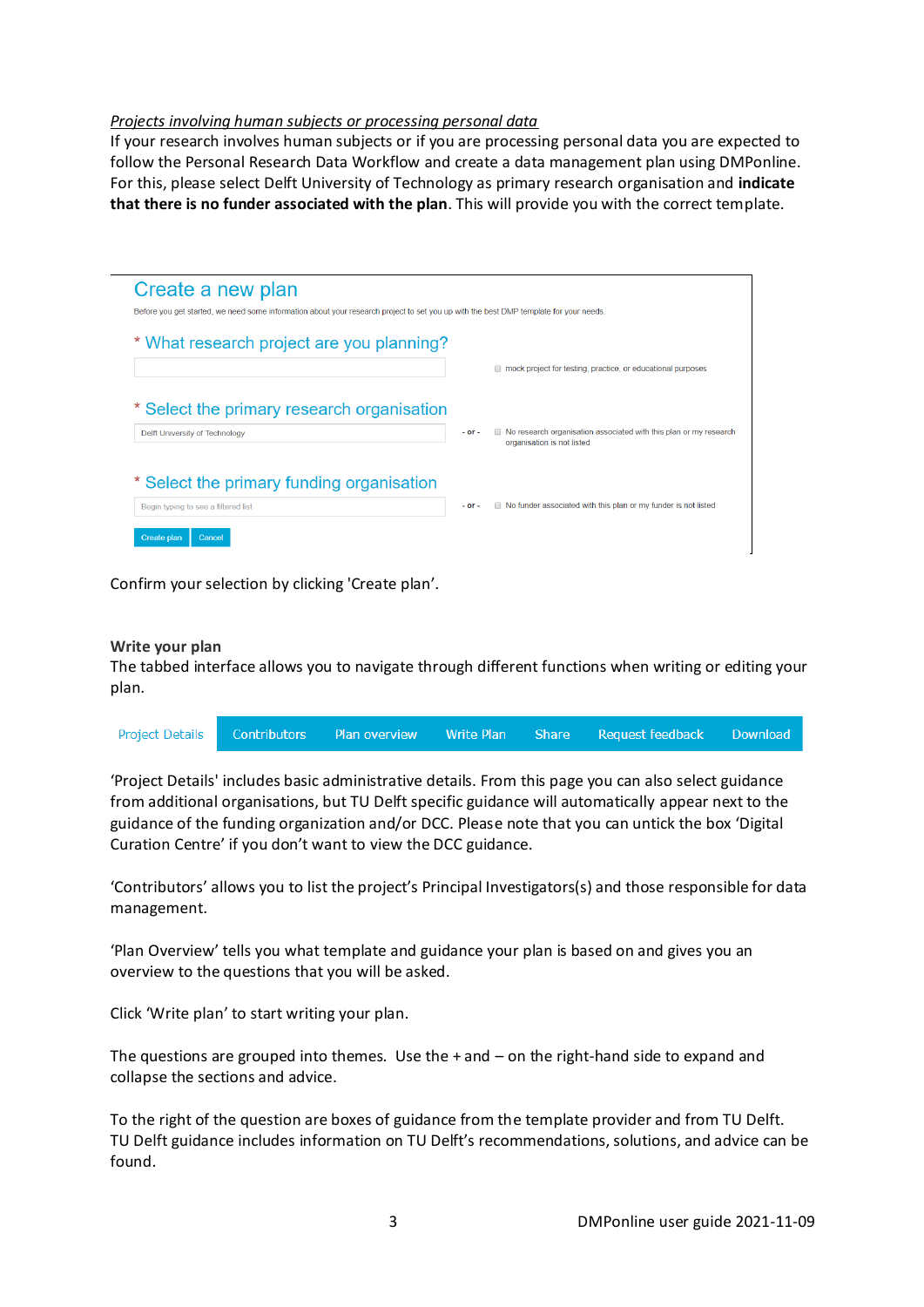*Projects involving human subjects or processing personal data*

If your research involves human subjects or if you are processing personal data you are expected to follow the Personal Research Data Workflow and create a data management plan using DMPonline. For this, please select Delft University of Technology as primary research organisation and **indicate that there is no funder associated with the plan**. This will provide you with the correct template.

Create a new plan

Before you get started, we need some information about your research project to set you up with the best DMP template for your needs.

* What research project are you planning?

mock project for testing, practice, or educational purposes

* Select the primary research organisation

Delft University of Technology

- or -

No research organisation associated with this plan or my research organisation is not listed

* Select the primary funding organisation

Begin typing to see a filtered list

- or -

No funder associated with this plan or my funder is not listed

Create plan | Cancel

Confirm your selection by clicking 'Create plan'.

**Write your plan**

The tabbed interface allows you to navigate through different functions when writing or editing your plan.

Project Details | Contributors | Plan overview | Write Plan | Share | Request feedback | Download

'Project Details' includes basic administrative details. From this page you can also select guidance from additional organisations, but TU Delft specific guidance will automatically appear next to the guidance of the funding organization and/or DCC. Please note that you can untick the box 'Digital Curation Centre' if you don't want to view the DCC guidance.

'Contributors' allows you to list the project's Principal Investigators(s) and those responsible for data management.

'Plan Overview' tells you what template and guidance your plan is based on and gives you an overview to the questions that you will be asked.

Click 'Write plan' to start writing your plan.

The questions are grouped into themes. Use the + and – on the right-hand side to expand and collapse the sections and advice.

To the right of the question are boxes of guidance from the template provider and from TU Delft. TU Delft guidance includes information on TU Delft's recommendations, solutions, and advice can be found.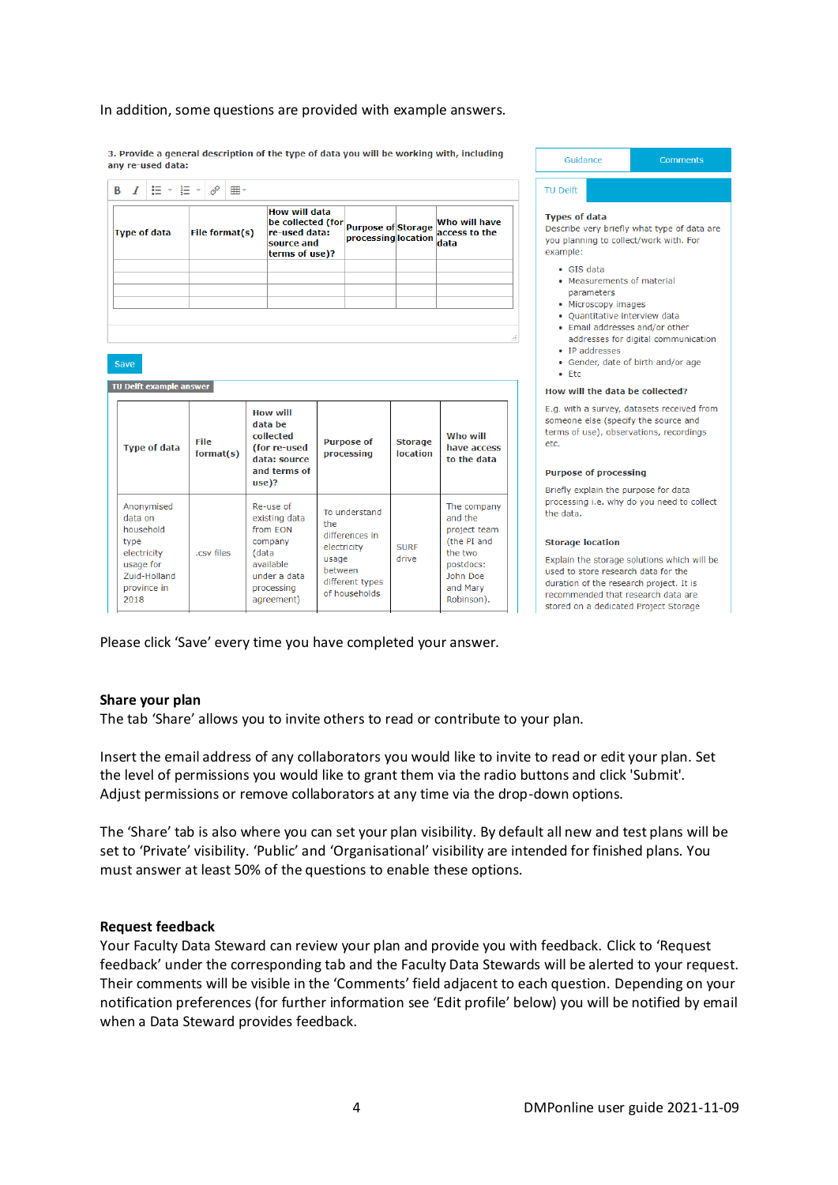In addition, some questions are provided with example answers.

3. Provide a general description of the type of data you will be working with, including any re-used data:

| Type of data | File format(s) | How will data be collected (for re-used data: source and terms of use)? | Purpose of processing | Storage location | Who will have access to the data |
|---|---|---|---|---|---|
| | | | | | |
| | | | | | |
| | | | | | |
| | | | | | |

Save

TU Delft example answer

| Type of data | File format(s) | How will data be collected (for re-used data: source and terms of use)? | Purpose of processing | Storage location | Who will have access to the data |
|---|---|---|---|---|---|
| Anonymised data on household type electricity usage for Zuid-Holland province in 2018 | .csv files | Re-use of existing data from EON company (data available under a data processing agreement) | To understand the differences in electricity usage between different types of households | SURF drive | The company and the project team (the PI and the two postdocs: John Doe and Mary Robinson). |

Guidance | Comments

TU Delft

**Types of data**
Describe very briefly what type of data are you planning to collect/work with. For example:

- GIS data
- Measurements of material parameters
- Microscopy images
- Quantitative interview data
- Email addresses and/or other addresses for digital communication
- IP addresses
- Gender, date of birth and/or age
- Etc

**How will the data be collected?**

E.g. with a survey, datasets received from someone else (specify the source and terms of use), observations, recordings etc.

**Purpose of processing**

Briefly explain the purpose for data processing i.e. why do you need to collect the data.

**Storage location**

Explain the storage solutions which will be used to store research data for the duration of the research project. It is recommended that research data are stored on a dedicated Project Storage

Please click 'Save' every time you have completed your answer.

## Share your plan

The tab 'Share' allows you to invite others to read or contribute to your plan.

Insert the email address of any collaborators you would like to invite to read or edit your plan. Set the level of permissions you would like to grant them via the radio buttons and click 'Submit'. Adjust permissions or remove collaborators at any time via the drop-down options.

The 'Share' tab is also where you can set your plan visibility. By default all new and test plans will be set to 'Private' visibility. 'Public' and 'Organisational' visibility are intended for finished plans. You must answer at least 50% of the questions to enable these options.

## Request feedback

Your Faculty Data Steward can review your plan and provide you with feedback. Click to 'Request feedback' under the corresponding tab and the Faculty Data Stewards will be alerted to your request. Their comments will be visible in the 'Comments' field adjacent to each question. Depending on your notification preferences (for further information see 'Edit profile' below) you will be notified by email when a Data Steward provides feedback.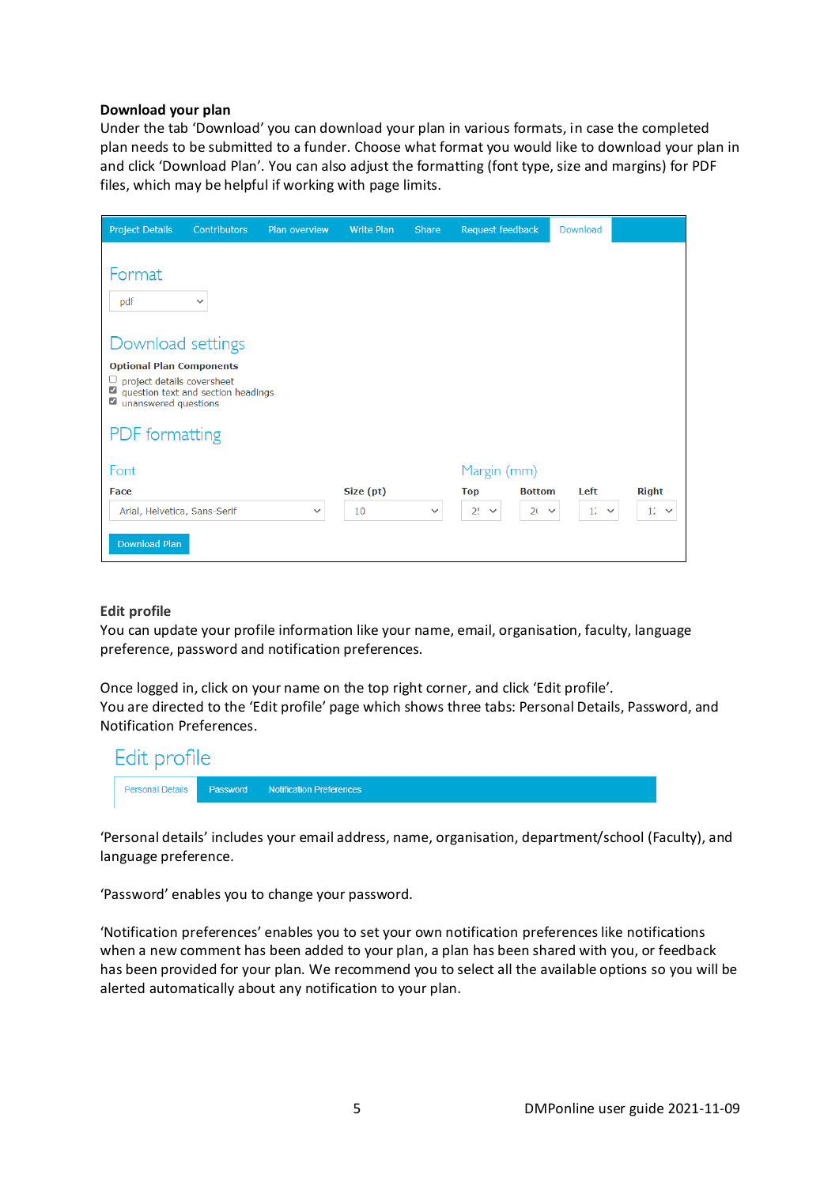**Download your plan**

Under the tab 'Download' you can download your plan in various formats, in case the completed plan needs to be submitted to a funder. Choose what format you would like to download your plan in and click 'Download Plan'. You can also adjust the formatting (font type, size and margins) for PDF files, which may be helpful if working with page limits.

**Edit profile**

You can update your profile information like your name, email, organisation, faculty, language preference, password and notification preferences.

Once logged in, click on your name on the top right corner, and click 'Edit profile'.
You are directed to the 'Edit profile' page which shows three tabs: Personal Details, Password, and Notification Preferences.

'Personal details' includes your email address, name, organisation, department/school (Faculty), and language preference.

'Password' enables you to change your password.

'Notification preferences' enables you to set your own notification preferences like notifications when a new comment has been added to your plan, a plan has been shared with you, or feedback has been provided for your plan. We recommend you to select all the available options so you will be alerted automatically about any notification to your plan.

DMPonline user guide 2021-11-09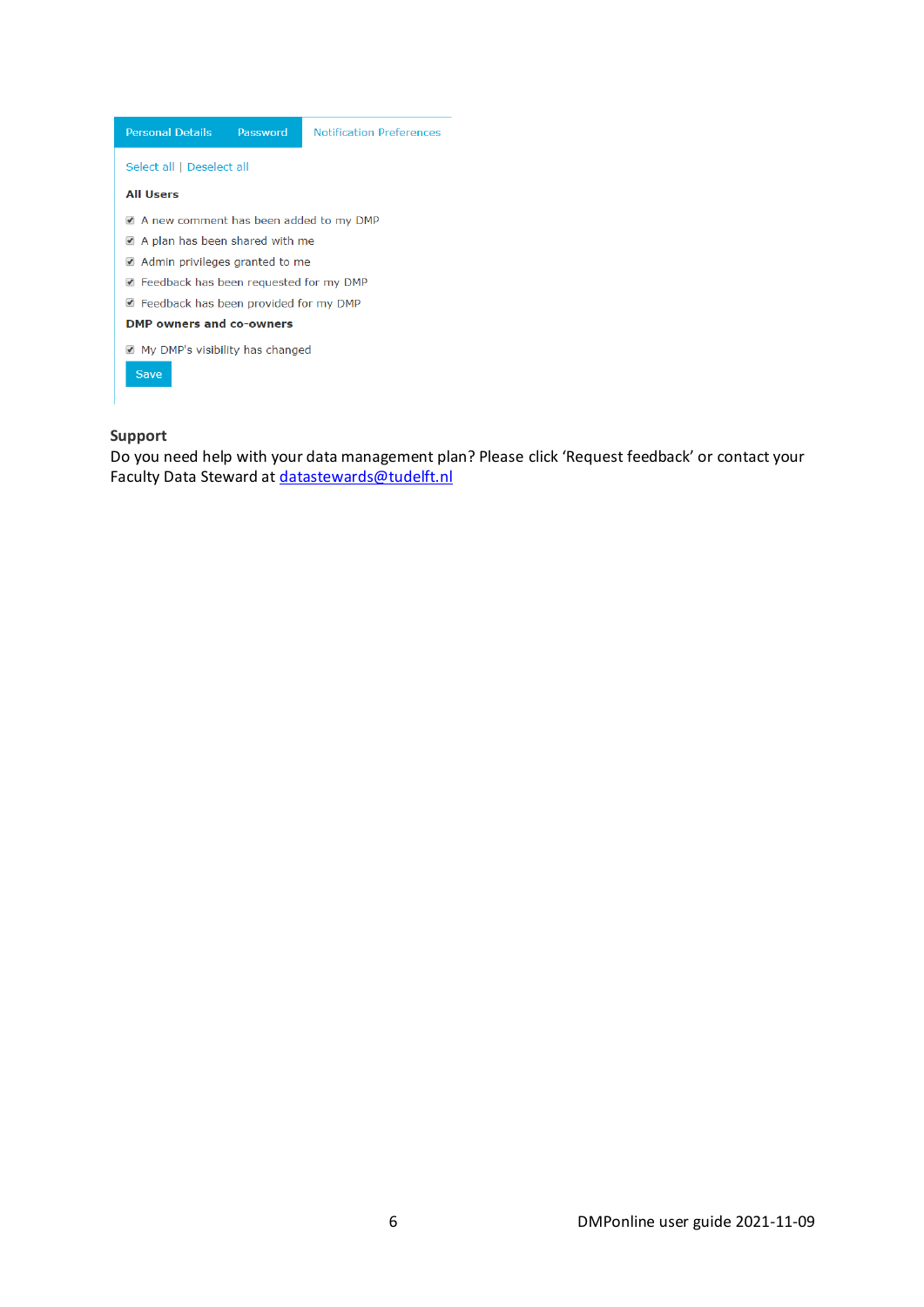Personal Details | Password | Notification Preferences

Select all | Deselect all

**All Users**

- ☑ A new comment has been added to my DMP
- ☑ A plan has been shared with me
- ☑ Admin privileges granted to me
- ☑ Feedback has been requested for my DMP
- ☑ Feedback has been provided for my DMP

**DMP owners and co-owners**

- ☑ My DMP's visibility has changed

Save

**Support**

Do you need help with your data management plan? Please click 'Request feedback' or contact your Faculty Data Steward at datastewards@tudelft.nl